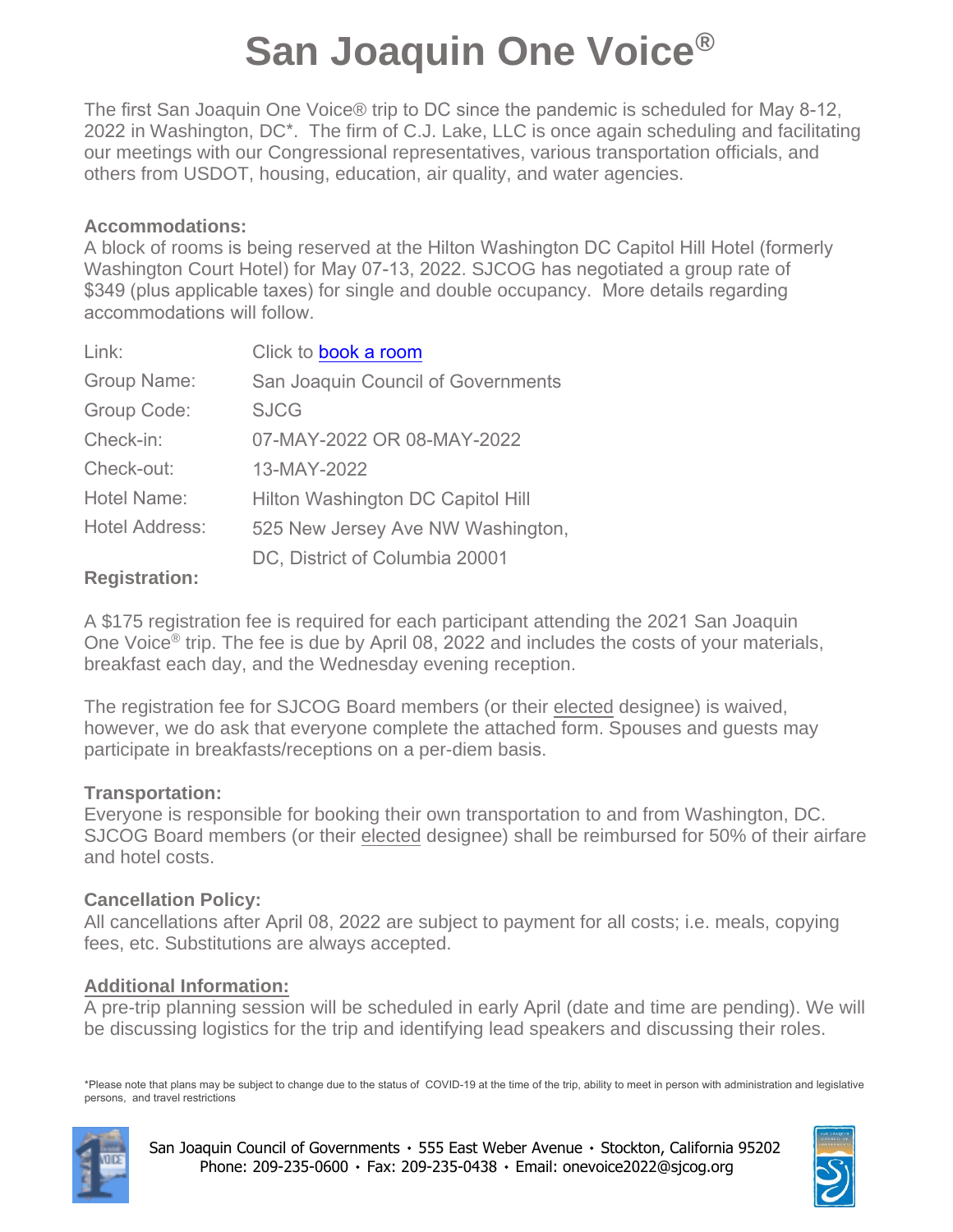# San Joaquin One Voice®

The first San Joaquin One Voice® trip to DC since the pandemic is scheduled for May 8-12, 2022 in Washington, DC*. The firm of C.J. Lake, LLC is once again scheduling and facilitating our meetings with our Congressional representatives, various transportation officials, and others from USDOT, housing, education, air quality, and water agencies.

**Accommodations:**

A block of rooms is being reserved at the Hilton Washington DC Capitol Hill Hotel (formerly Washington Court Hotel) for May 07-13, 2022. SJCOG has negotiated a group rate of $349 (plus applicable taxes) for single and double occupancy. More details regarding accommodations will follow.

| | |
|---|---|
| Link: | Click to book a room |
| Group Name: | San Joaquin Council of Governments |
| Group Code: | SJCG |
| Check-in: | 07-MAY-2022 OR 08-MAY-2022 |
| Check-out: | 13-MAY-2022 |
| Hotel Name: | Hilton Washington DC Capitol Hill |
| Hotel Address: | 525 New Jersey Ave NW Washington, DC, District of Columbia 20001 |

**Registration:**

A $175 registration fee is required for each participant attending the 2021 San Joaquin One Voice® trip. The fee is due by April 08, 2022 and includes the costs of your materials, breakfast each day, and the Wednesday evening reception.

The registration fee for SJCOG Board members (or their elected designee) is waived, however, we do ask that everyone complete the attached form. Spouses and guests may participate in breakfasts/receptions on a per-diem basis.

**Transportation:**

Everyone is responsible for booking their own transportation to and from Washington, DC. SJCOG Board members (or their elected designee) shall be reimbursed for 50% of their airfare and hotel costs.

**Cancellation Policy:**

All cancellations after April 08, 2022 are subject to payment for all costs; i.e. meals, copying fees, etc. Substitutions are always accepted.

**Additional Information:**

A pre-trip planning session will be scheduled in early April (date and time are pending). We will be discussing logistics for the trip and identifying lead speakers and discussing their roles.

*Please note that plans may be subject to change due to the status of COVID-19 at the time of the trip, ability to meet in person with administration and legislative persons, and travel restrictions

San Joaquin Council of Governments • 555 East Weber Avenue • Stockton, California 95202
Phone: 209-235-0600 • Fax: 209-235-0438 • Email: onevoice2022@sjcog.org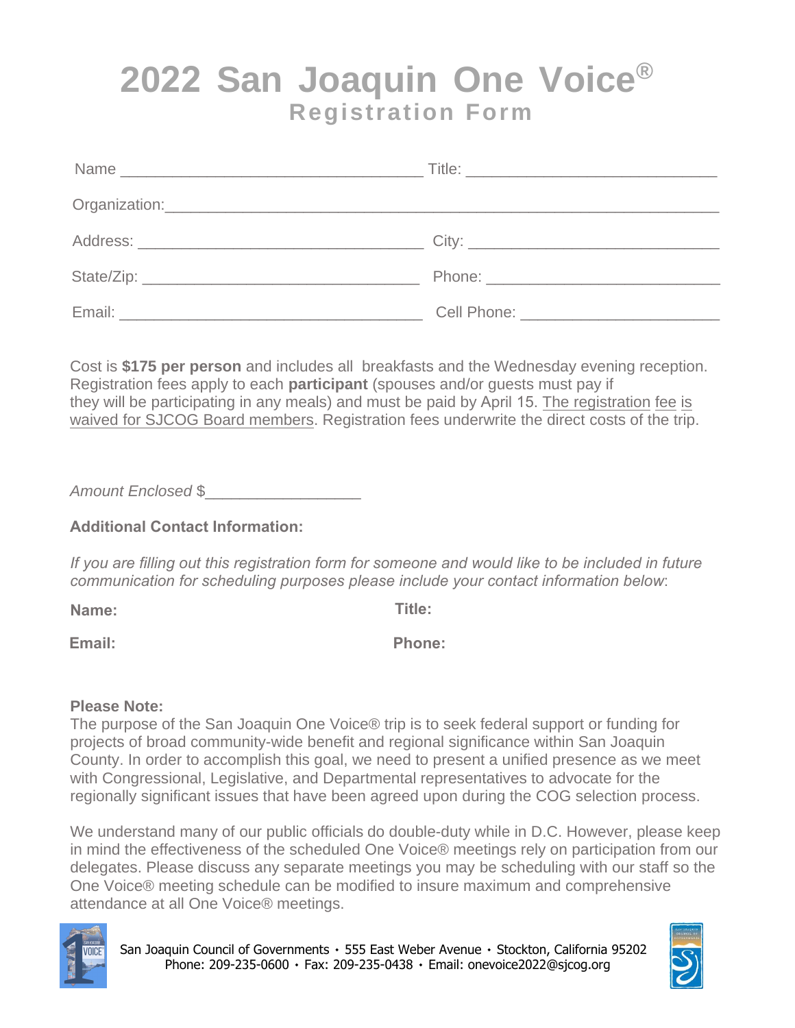# 2022 San Joaquin One Voice®

## Registration Form

Name ___________________________________ Title: ____________________________

Organization:_______________________________________________________________

Address: _________________________________ City: ____________________________

State/Zip: ________________________________ Phone: ___________________________

Email: ___________________________________ Cell Phone: ______________________

Cost is **$175 per person** and includes all breakfasts and the Wednesday evening reception. Registration fees apply to each **participant** (spouses and/or guests must pay if they will be participating in any meals) and must be paid by April 15. The registration fee is waived for SJCOG Board members. Registration fees underwrite the direct costs of the trip.

*Amount Enclosed* $__________________

**Additional Contact Information:**

*If you are filling out this registration form for someone and would like to be included in future communication for scheduling purposes please include your contact information below*:

**Name:** **Title:**

**Email:** **Phone:**

**Please Note:**
The purpose of the San Joaquin One Voice® trip is to seek federal support or funding for projects of broad community-wide benefit and regional significance within San Joaquin County. In order to accomplish this goal, we need to present a unified presence as we meet with Congressional, Legislative, and Departmental representatives to advocate for the regionally significant issues that have been agreed upon during the COG selection process.

We understand many of our public officials do double-duty while in D.C. However, please keep in mind the effectiveness of the scheduled One Voice® meetings rely on participation from our delegates. Please discuss any separate meetings you may be scheduling with our staff so the One Voice® meeting schedule can be modified to insure maximum and comprehensive attendance at all One Voice® meetings.

San Joaquin Council of Governments • 555 East Weber Avenue • Stockton, California 95202
Phone: 209-235-0600 • Fax: 209-235-0438 • Email: onevoice2022@sjcog.org